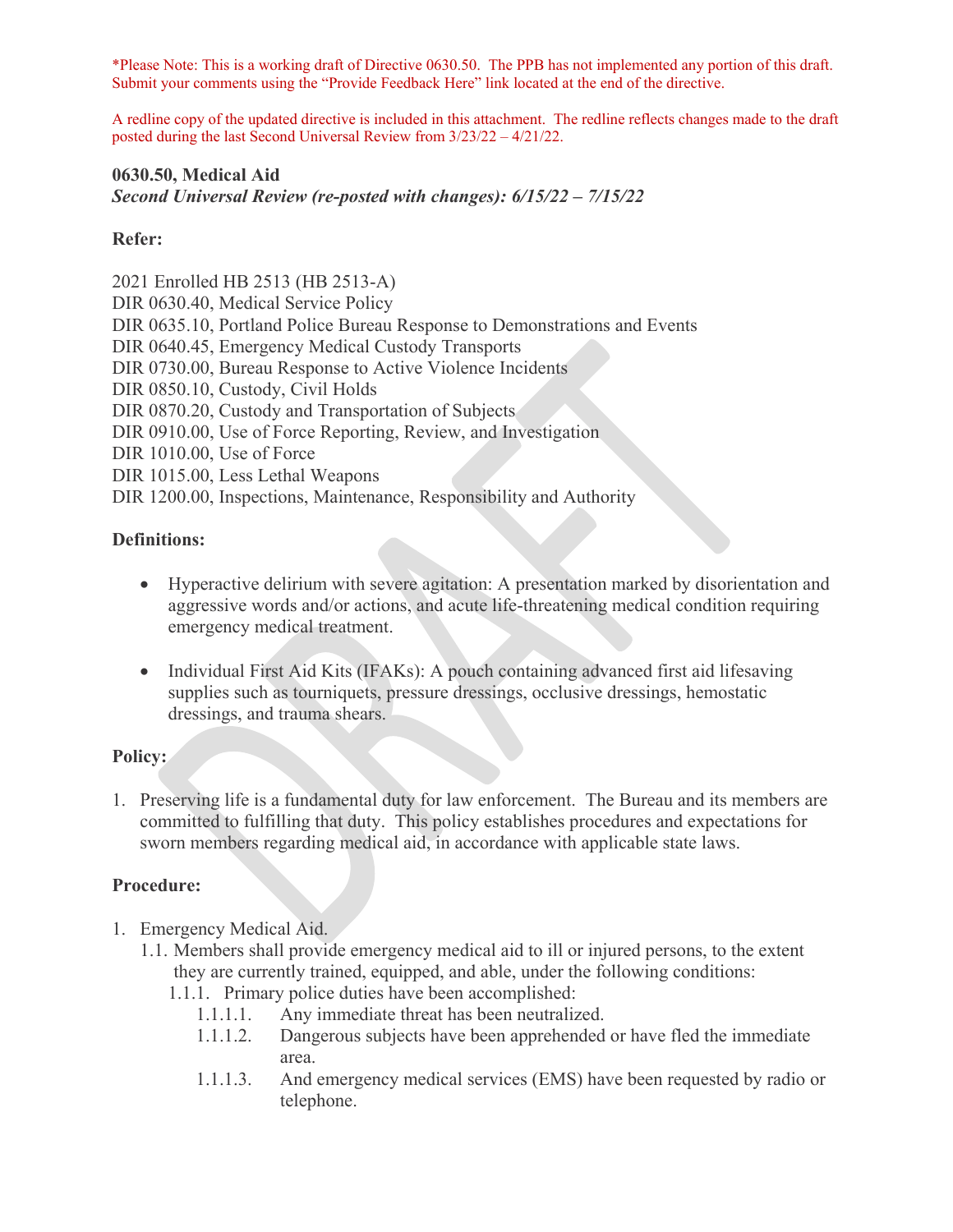*Please Note: This is a working draft of Directive 0630.50. The PPB has not implemented any portion of this draft. Submit your comments using the "Provide Feedback Here" link located at the end of the directive.

A redline copy of the updated directive is included in this attachment. The redline reflects changes made to the draft posted during the last Second Universal Review from 3/23/22 – 4/21/22.

**0630.50, Medical Aid**
***Second Universal Review (re-posted with changes): 6/15/22 – 7/15/22***

**Refer:**

2021 Enrolled HB 2513 (HB 2513-A)
DIR 0630.40, Medical Service Policy
DIR 0635.10, Portland Police Bureau Response to Demonstrations and Events
DIR 0640.45, Emergency Medical Custody Transports
DIR 0730.00, Bureau Response to Active Violence Incidents
DIR 0850.10, Custody, Civil Holds
DIR 0870.20, Custody and Transportation of Subjects
DIR 0910.00, Use of Force Reporting, Review, and Investigation
DIR 1010.00, Use of Force
DIR 1015.00, Less Lethal Weapons
DIR 1200.00, Inspections, Maintenance, Responsibility and Authority

**Definitions:**

- Hyperactive delirium with severe agitation: A presentation marked by disorientation and aggressive words and/or actions, and acute life-threatening medical condition requiring emergency medical treatment.

- Individual First Aid Kits (IFAKs): A pouch containing advanced first aid lifesaving supplies such as tourniquets, pressure dressings, occlusive dressings, hemostatic dressings, and trauma shears.

**Policy:**

1. Preserving life is a fundamental duty for law enforcement. The Bureau and its members are committed to fulfilling that duty. This policy establishes procedures and expectations for sworn members regarding medical aid, in accordance with applicable state laws.

**Procedure:**

1. Emergency Medical Aid.
   - 1.1. Members shall provide emergency medical aid to ill or injured persons, to the extent they are currently trained, equipped, and able, under the following conditions:
     - 1.1.1. Primary police duties have been accomplished:
       - 1.1.1.1. Any immediate threat has been neutralized.
       - 1.1.1.2. Dangerous subjects have been apprehended or have fled the immediate area.
       - 1.1.1.3. And emergency medical services (EMS) have been requested by radio or telephone.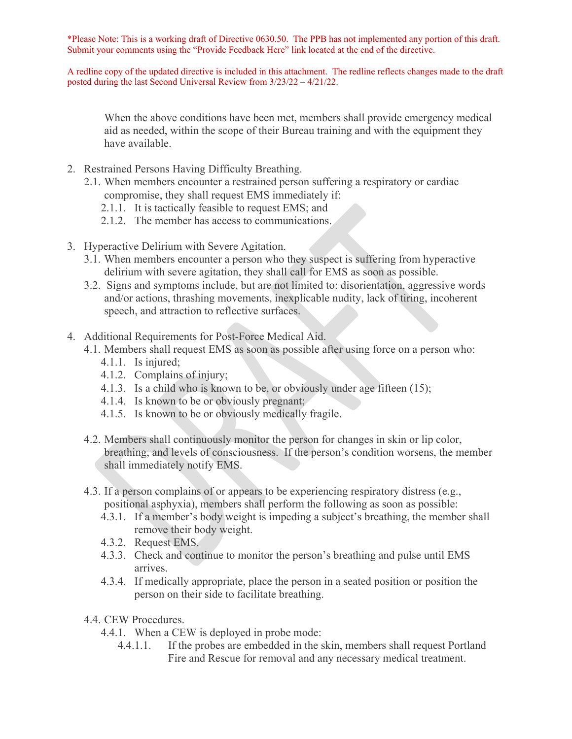*Please Note: This is a working draft of Directive 0630.50. The PPB has not implemented any portion of this draft. Submit your comments using the "Provide Feedback Here" link located at the end of the directive.

A redline copy of the updated directive is included in this attachment. The redline reflects changes made to the draft posted during the last Second Universal Review from 3/23/22 – 4/21/22.

When the above conditions have been met, members shall provide emergency medical aid as needed, within the scope of their Bureau training and with the equipment they have available.

2. Restrained Persons Having Difficulty Breathing.
   - 2.1. When members encounter a restrained person suffering a respiratory or cardiac compromise, they shall request EMS immediately if:
     - 2.1.1. It is tactically feasible to request EMS; and
     - 2.1.2. The member has access to communications.

3. Hyperactive Delirium with Severe Agitation.
   - 3.1. When members encounter a person who they suspect is suffering from hyperactive delirium with severe agitation, they shall call for EMS as soon as possible.
   - 3.2. Signs and symptoms include, but are not limited to: disorientation, aggressive words and/or actions, thrashing movements, inexplicable nudity, lack of tiring, incoherent speech, and attraction to reflective surfaces.

4. Additional Requirements for Post-Force Medical Aid.
   - 4.1. Members shall request EMS as soon as possible after using force on a person who:
     - 4.1.1. Is injured;
     - 4.1.2. Complains of injury;
     - 4.1.3. Is a child who is known to be, or obviously under age fifteen (15);
     - 4.1.4. Is known to be or obviously pregnant;
     - 4.1.5. Is known to be or obviously medically fragile.

   - 4.2. Members shall continuously monitor the person for changes in skin or lip color, breathing, and levels of consciousness. If the person's condition worsens, the member shall immediately notify EMS.

   - 4.3. If a person complains of or appears to be experiencing respiratory distress (e.g., positional asphyxia), members shall perform the following as soon as possible:
     - 4.3.1. If a member's body weight is impeding a subject's breathing, the member shall remove their body weight.
     - 4.3.2. Request EMS.
     - 4.3.3. Check and continue to monitor the person's breathing and pulse until EMS arrives.
     - 4.3.4. If medically appropriate, place the person in a seated position or position the person on their side to facilitate breathing.

   - 4.4. CEW Procedures.
     - 4.4.1. When a CEW is deployed in probe mode:
       - 4.4.1.1. If the probes are embedded in the skin, members shall request Portland Fire and Rescue for removal and any necessary medical treatment.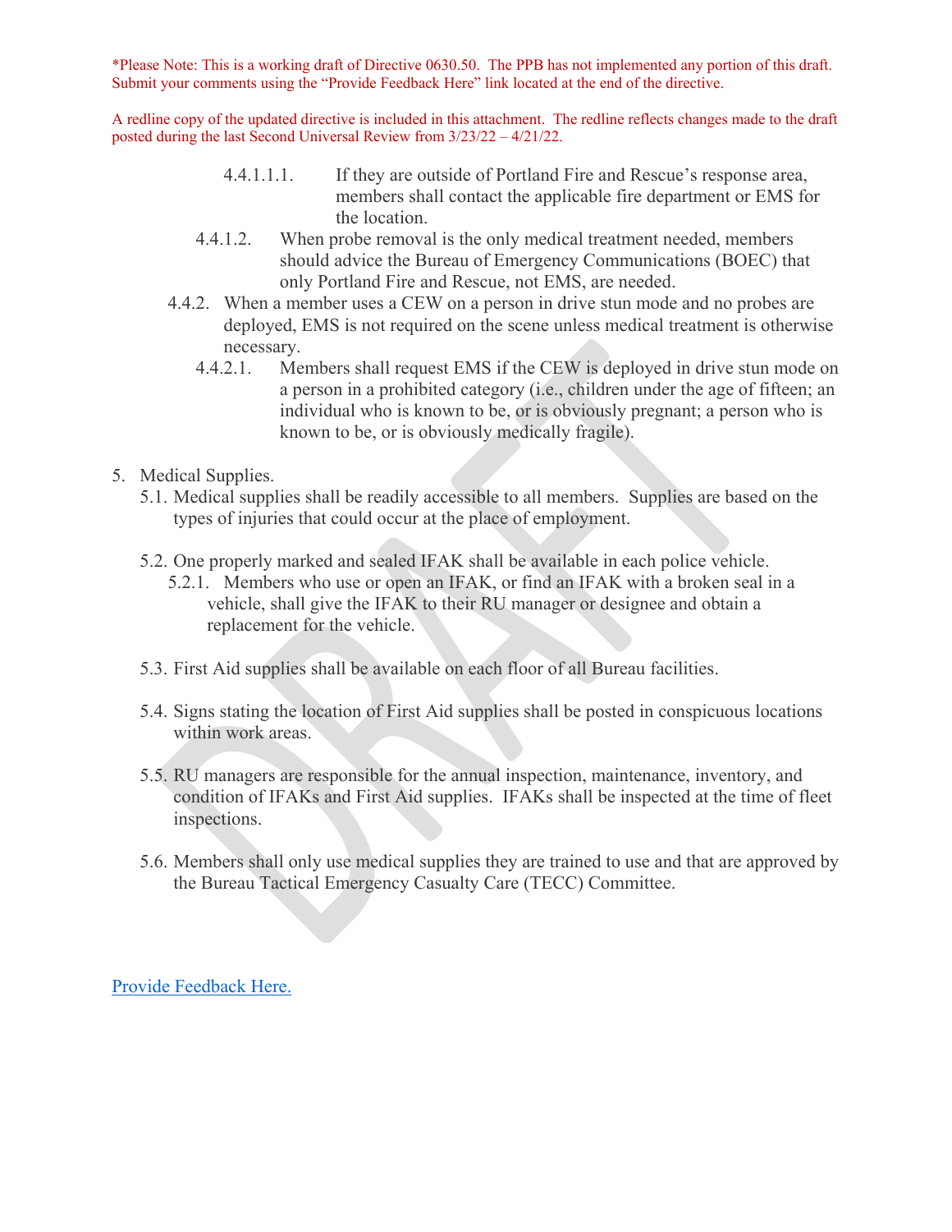*Please Note: This is a working draft of Directive 0630.50. The PPB has not implemented any portion of this draft. Submit your comments using the "Provide Feedback Here" link located at the end of the directive.

A redline copy of the updated directive is included in this attachment. The redline reflects changes made to the draft posted during the last Second Universal Review from 3/23/22 – 4/21/22.

4.4.1.1.1. If they are outside of Portland Fire and Rescue's response area, members shall contact the applicable fire department or EMS for the location.

4.4.1.2. When probe removal is the only medical treatment needed, members should advice the Bureau of Emergency Communications (BOEC) that only Portland Fire and Rescue, not EMS, are needed.

4.4.2. When a member uses a CEW on a person in drive stun mode and no probes are deployed, EMS is not required on the scene unless medical treatment is otherwise necessary.

4.4.2.1. Members shall request EMS if the CEW is deployed in drive stun mode on a person in a prohibited category (i.e., children under the age of fifteen; an individual who is known to be, or is obviously pregnant; a person who is known to be, or is obviously medically fragile).

5. Medical Supplies.

5.1. Medical supplies shall be readily accessible to all members. Supplies are based on the types of injuries that could occur at the place of employment.

5.2. One properly marked and sealed IFAK shall be available in each police vehicle.

5.2.1. Members who use or open an IFAK, or find an IFAK with a broken seal in a vehicle, shall give the IFAK to their RU manager or designee and obtain a replacement for the vehicle.

5.3. First Aid supplies shall be available on each floor of all Bureau facilities.

5.4. Signs stating the location of First Aid supplies shall be posted in conspicuous locations within work areas.

5.5. RU managers are responsible for the annual inspection, maintenance, inventory, and condition of IFAKs and First Aid supplies. IFAKs shall be inspected at the time of fleet inspections.

5.6. Members shall only use medical supplies they are trained to use and that are approved by the Bureau Tactical Emergency Casualty Care (TECC) Committee.

Provide Feedback Here.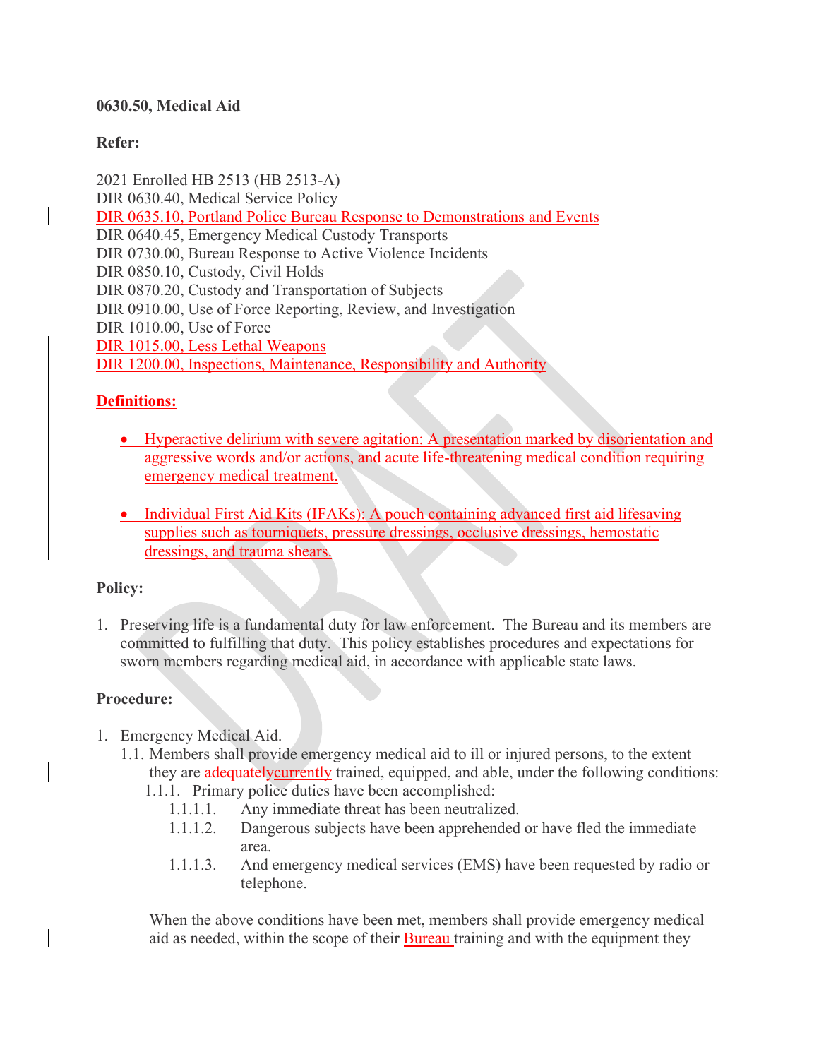**0630.50, Medical Aid**

**Refer:**

2021 Enrolled HB 2513 (HB 2513-A)
DIR 0630.40, Medical Service Policy
DIR 0635.10, Portland Police Bureau Response to Demonstrations and Events
DIR 0640.45, Emergency Medical Custody Transports
DIR 0730.00, Bureau Response to Active Violence Incidents
DIR 0850.10, Custody, Civil Holds
DIR 0870.20, Custody and Transportation of Subjects
DIR 0910.00, Use of Force Reporting, Review, and Investigation
DIR 1010.00, Use of Force
DIR 1015.00, Less Lethal Weapons
DIR 1200.00, Inspections, Maintenance, Responsibility and Authority

**Definitions:**

- Hyperactive delirium with severe agitation: A presentation marked by disorientation and aggressive words and/or actions, and acute life-threatening medical condition requiring emergency medical treatment.

- Individual First Aid Kits (IFAKs): A pouch containing advanced first aid lifesaving supplies such as tourniquets, pressure dressings, occlusive dressings, hemostatic dressings, and trauma shears.

**Policy:**

1. Preserving life is a fundamental duty for law enforcement. The Bureau and its members are committed to fulfilling that duty. This policy establishes procedures and expectations for sworn members regarding medical aid, in accordance with applicable state laws.

**Procedure:**

1. Emergency Medical Aid.
   - 1.1. Members shall provide emergency medical aid to ill or injured persons, to the extent they are ~~adequately~~currently trained, equipped, and able, under the following conditions:
     - 1.1.1. Primary police duties have been accomplished:
       - 1.1.1.1. Any immediate threat has been neutralized.
       - 1.1.1.2. Dangerous subjects have been apprehended or have fled the immediate area.
       - 1.1.1.3. And emergency medical services (EMS) have been requested by radio or telephone.

   When the above conditions have been met, members shall provide emergency medical aid as needed, within the scope of their Bureau training and with the equipment they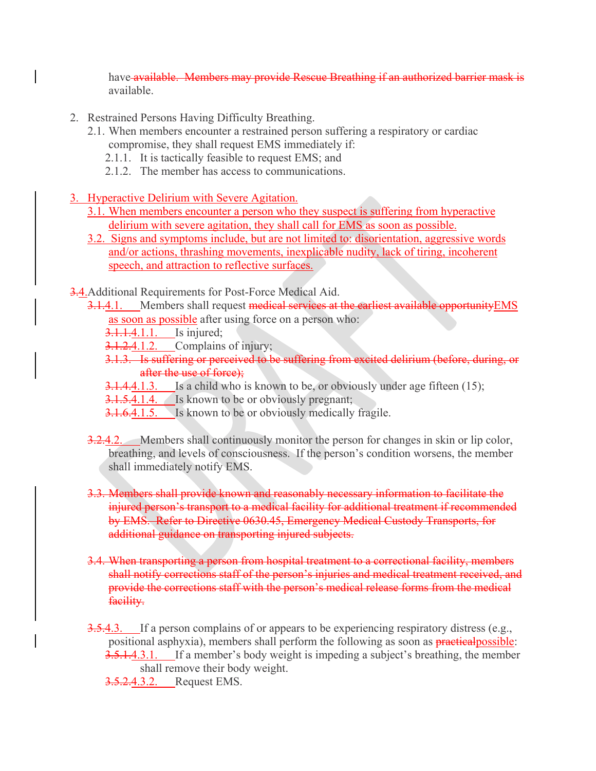have ~~available. Members may provide Rescue Breathing if an authorized barrier mask is~~ available.

2. Restrained Persons Having Difficulty Breathing.
   - 2.1. When members encounter a restrained person suffering a respiratory or cardiac compromise, they shall request EMS immediately if:
     - 2.1.1. It is tactically feasible to request EMS; and
     - 2.1.2. The member has access to communications.

3. Hyperactive Delirium with Severe Agitation.
   - 3.1. When members encounter a person who they suspect is suffering from hyperactive delirium with severe agitation, they shall call for EMS as soon as possible.
   - 3.2. Signs and symptoms include, but are not limited to: disorientation, aggressive words and/or actions, thrashing movements, inexplicable nudity, lack of tiring, incoherent speech, and attraction to reflective surfaces.

~~3.~~4. Additional Requirements for Post-Force Medical Aid.
   - ~~3.1.~~4.1. Members shall request ~~medical services at the earliest available opportunity~~EMS as soon as possible after using force on a person who:
     - ~~3.1.1.~~4.1.1. Is injured;
     - ~~3.1.2.~~4.1.2. Complains of injury;
     - ~~3.1.3. Is suffering or perceived to be suffering from excited delirium (before, during, or after the use of force);~~
     - ~~3.1.4.~~4.1.3. Is a child who is known to be, or obviously under age fifteen (15);
     - ~~3.1.5.~~4.1.4. Is known to be or obviously pregnant;
     - ~~3.1.6.~~4.1.5. Is known to be or obviously medically fragile.
   - ~~3.2.~~4.2. Members shall continuously monitor the person for changes in skin or lip color, breathing, and levels of consciousness. If the person's condition worsens, the member shall immediately notify EMS.
   - ~~3.3. Members shall provide known and reasonably necessary information to facilitate the injured person's transport to a medical facility for additional treatment if recommended by EMS. Refer to Directive 0630.45, Emergency Medical Custody Transports, for additional guidance on transporting injured subjects.~~
   - ~~3.4. When transporting a person from hospital treatment to a correctional facility, members shall notify corrections staff of the person's injuries and medical treatment received, and provide the corrections staff with the person's medical release forms from the medical facility.~~
   - ~~3.5.~~4.3. If a person complains of or appears to be experiencing respiratory distress (e.g., positional asphyxia), members shall perform the following as soon as ~~practical~~possible:
     - ~~3.5.1.~~4.3.1. If a member's body weight is impeding a subject's breathing, the member shall remove their body weight.
     - ~~3.5.2.~~4.3.2. Request EMS.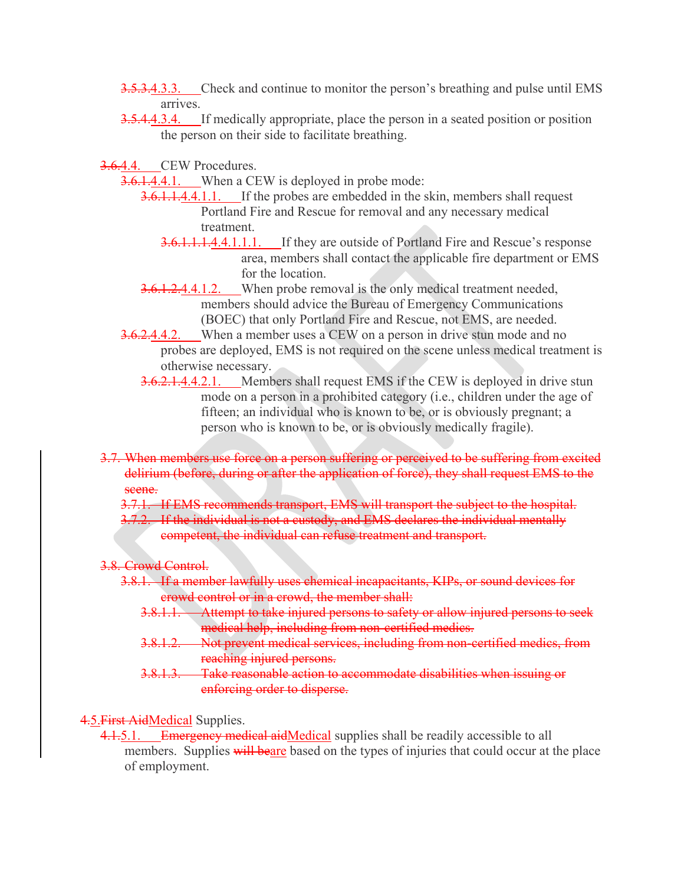~~3.5.3.~~4.3.3. Check and continue to monitor the person's breathing and pulse until EMS arrives.

~~3.5.4.~~4.3.4. If medically appropriate, place the person in a seated position or position the person on their side to facilitate breathing.

~~3.6.~~4.4. CEW Procedures.

~~3.6.1.~~4.4.1. When a CEW is deployed in probe mode:

~~3.6.1.1.~~4.4.1.1. If the probes are embedded in the skin, members shall request Portland Fire and Rescue for removal and any necessary medical treatment.

~~3.6.1.1.1.~~4.4.1.1.1. If they are outside of Portland Fire and Rescue's response area, members shall contact the applicable fire department or EMS for the location.

~~3.6.1.2.~~4.4.1.2. When probe removal is the only medical treatment needed, members should advice the Bureau of Emergency Communications (BOEC) that only Portland Fire and Rescue, not EMS, are needed.

~~3.6.2.~~4.4.2. When a member uses a CEW on a person in drive stun mode and no probes are deployed, EMS is not required on the scene unless medical treatment is otherwise necessary.

~~3.6.2.1.~~4.4.2.1. Members shall request EMS if the CEW is deployed in drive stun mode on a person in a prohibited category (i.e., children under the age of fifteen; an individual who is known to be, or is obviously pregnant; a person who is known to be, or is obviously medically fragile).

~~3.7. When members use force on a person suffering or perceived to be suffering from excited delirium (before, during or after the application of force), they shall request EMS to the scene.~~

~~3.7.1. If EMS recommends transport, EMS will transport the subject to the hospital.~~

~~3.7.2. If the individual is not a custody, and EMS declares the individual mentally competent, the individual can refuse treatment and transport.~~

~~3.8. Crowd Control.~~

~~3.8.1. If a member lawfully uses chemical incapacitants, KIPs, or sound devices for crowd control or in a crowd, the member shall:~~

~~3.8.1.1. Attempt to take injured persons to safety or allow injured persons to seek medical help, including from non-certified medics.~~

~~3.8.1.2. Not prevent medical services, including from non-certified medics, from reaching injured persons.~~

~~3.8.1.3. Take reasonable action to accommodate disabilities when issuing or enforcing order to disperse.~~

~~4.~~5. ~~First Aid~~Medical Supplies.

~~4.1.~~5.1. ~~Emergency medical aid~~Medical supplies shall be readily accessible to all members. Supplies ~~will be~~are based on the types of injuries that could occur at the place of employment.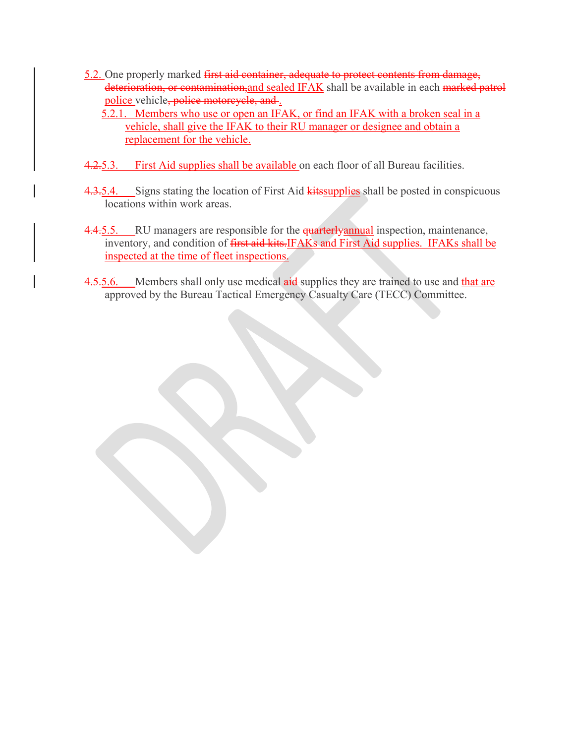5.2. One properly marked ~~first aid container, adequate to protect contents from damage, deterioration, or contamination,~~and sealed IFAK shall be available in each ~~marked patrol~~ police vehicle~~, police motorcycle, and~~ .

5.2.1. Members who use or open an IFAK, or find an IFAK with a broken seal in a vehicle, shall give the IFAK to their RU manager or designee and obtain a replacement for the vehicle.

~~4.2.~~5.3. First Aid supplies shall be available on each floor of all Bureau facilities.

~~4.3.~~5.4. Signs stating the location of First Aid ~~kits~~supplies shall be posted in conspicuous locations within work areas.

~~4.4.~~5.5. RU managers are responsible for the ~~quarterly~~annual inspection, maintenance, inventory, and condition of ~~first aid kits.~~IFAKs and First Aid supplies. IFAKs shall be inspected at the time of fleet inspections.

~~4.5.~~5.6. Members shall only use medical ~~aid~~ supplies they are trained to use and that are approved by the Bureau Tactical Emergency Casualty Care (TECC) Committee.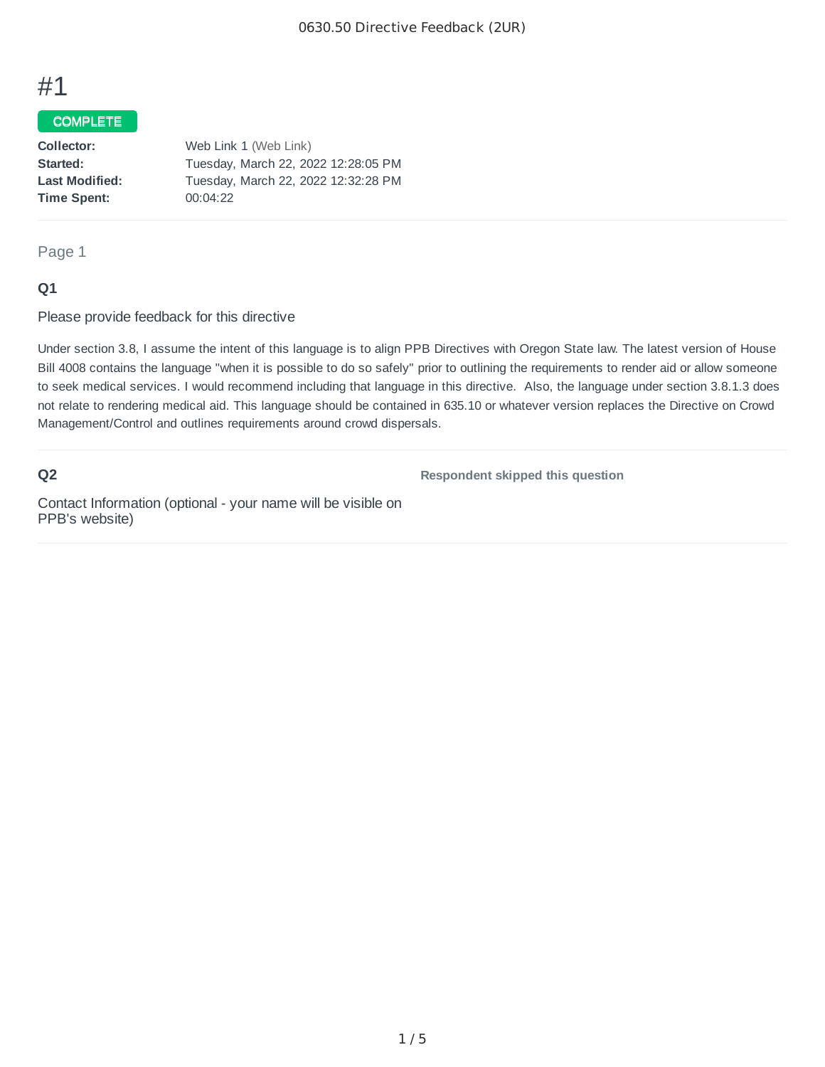# #1

**COMPLETE**

| | |
|---|---|
| **Collector:** | Web Link 1 (Web Link) |
| **Started:** | Tuesday, March 22, 2022 12:28:05 PM |
| **Last Modified:** | Tuesday, March 22, 2022 12:32:28 PM |
| **Time Spent:** | 00:04:22 |

Page 1

### Q1

Please provide feedback for this directive

Under section 3.8, I assume the intent of this language is to align PPB Directives with Oregon State law. The latest version of House Bill 4008 contains the language "when it is possible to do so safely" prior to outlining the requirements to render aid or allow someone to seek medical services. I would recommend including that language in this directive. Also, the language under section 3.8.1.3 does not relate to rendering medical aid. This language should be contained in 635.10 or whatever version replaces the Directive on Crowd Management/Control and outlines requirements around crowd dispersals.

### Q2

Contact Information (optional - your name will be visible on PPB's website)

**Respondent skipped this question**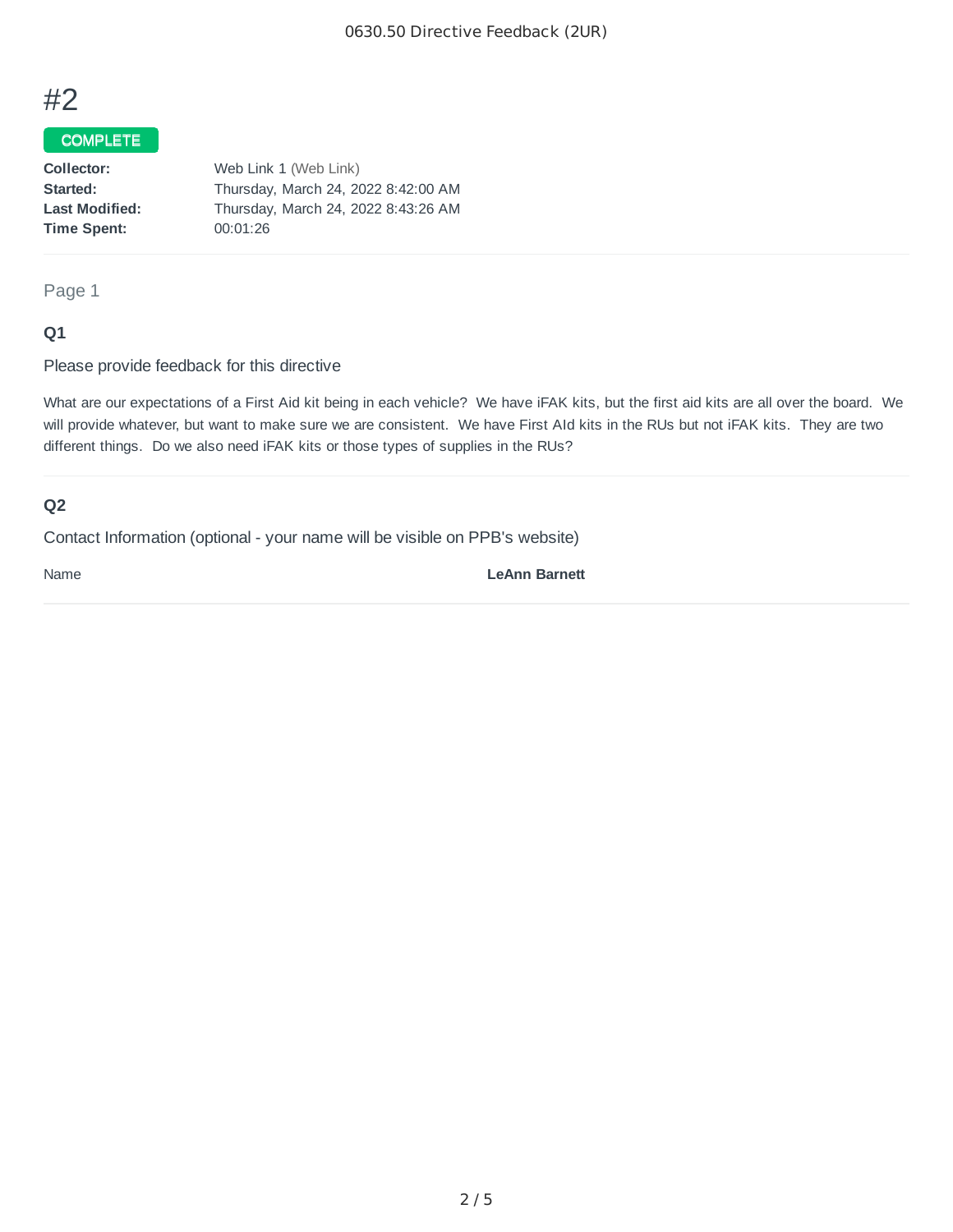# #2

COMPLETE

**Collector:** Web Link 1 (Web Link)
**Started:** Thursday, March 24, 2022 8:42:00 AM
**Last Modified:** Thursday, March 24, 2022 8:43:26 AM
**Time Spent:** 00:01:26

Page 1

### Q1

Please provide feedback for this directive

What are our expectations of a First Aid kit being in each vehicle? We have iFAK kits, but the first aid kits are all over the board. We will provide whatever, but want to make sure we are consistent. We have First AId kits in the RUs but not iFAK kits. They are two different things. Do we also need iFAK kits or those types of supplies in the RUs?

### Q2

Contact Information (optional - your name will be visible on PPB's website)

Name **LeAnn Barnett**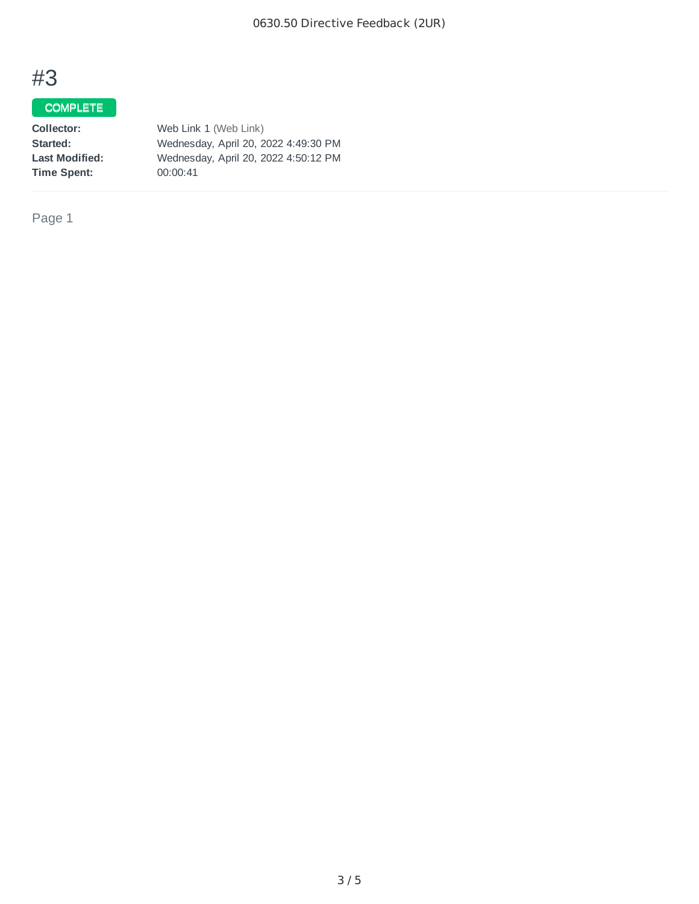# #3

COMPLETE

**Collector:** Web Link 1 (Web Link)
**Started:** Wednesday, April 20, 2022 4:49:30 PM
**Last Modified:** Wednesday, April 20, 2022 4:50:12 PM
**Time Spent:** 00:00:41

Page 1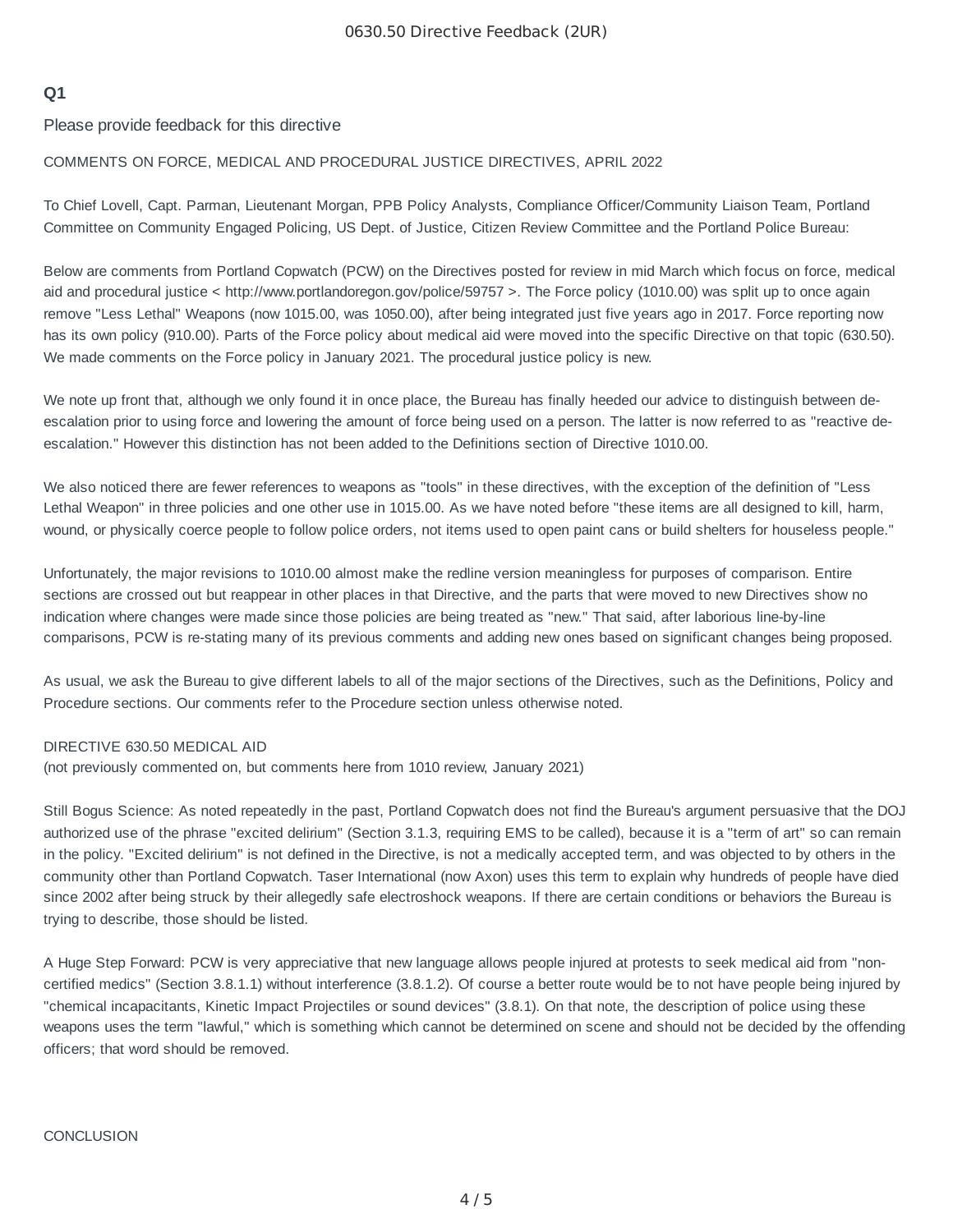## Q1

Please provide feedback for this directive

COMMENTS ON FORCE, MEDICAL AND PROCEDURAL JUSTICE DIRECTIVES, APRIL 2022

To Chief Lovell, Capt. Parman, Lieutenant Morgan, PPB Policy Analysts, Compliance Officer/Community Liaison Team, Portland Committee on Community Engaged Policing, US Dept. of Justice, Citizen Review Committee and the Portland Police Bureau:

Below are comments from Portland Copwatch (PCW) on the Directives posted for review in mid March which focus on force, medical aid and procedural justice < http://www.portlandoregon.gov/police/59757 >. The Force policy (1010.00) was split up to once again remove "Less Lethal" Weapons (now 1015.00, was 1050.00), after being integrated just five years ago in 2017. Force reporting now has its own policy (910.00). Parts of the Force policy about medical aid were moved into the specific Directive on that topic (630.50). We made comments on the Force policy in January 2021. The procedural justice policy is new.

We note up front that, although we only found it in once place, the Bureau has finally heeded our advice to distinguish between de-escalation prior to using force and lowering the amount of force being used on a person. The latter is now referred to as "reactive de-escalation." However this distinction has not been added to the Definitions section of Directive 1010.00.

We also noticed there are fewer references to weapons as "tools" in these directives, with the exception of the definition of "Less Lethal Weapon" in three policies and one other use in 1015.00. As we have noted before "these items are all designed to kill, harm, wound, or physically coerce people to follow police orders, not items used to open paint cans or build shelters for houseless people."

Unfortunately, the major revisions to 1010.00 almost make the redline version meaningless for purposes of comparison. Entire sections are crossed out but reappear in other places in that Directive, and the parts that were moved to new Directives show no indication where changes were made since those policies are being treated as "new." That said, after laborious line-by-line comparisons, PCW is re-stating many of its previous comments and adding new ones based on significant changes being proposed.

As usual, we ask the Bureau to give different labels to all of the major sections of the Directives, such as the Definitions, Policy and Procedure sections. Our comments refer to the Procedure section unless otherwise noted.

DIRECTIVE 630.50 MEDICAL AID
(not previously commented on, but comments here from 1010 review, January 2021)

Still Bogus Science: As noted repeatedly in the past, Portland Copwatch does not find the Bureau's argument persuasive that the DOJ authorized use of the phrase "excited delirium" (Section 3.1.3, requiring EMS to be called), because it is a "term of art" so can remain in the policy. "Excited delirium" is not defined in the Directive, is not a medically accepted term, and was objected to by others in the community other than Portland Copwatch. Taser International (now Axon) uses this term to explain why hundreds of people have died since 2002 after being struck by their allegedly safe electroshock weapons. If there are certain conditions or behaviors the Bureau is trying to describe, those should be listed.

A Huge Step Forward: PCW is very appreciative that new language allows people injured at protests to seek medical aid from "non-certified medics" (Section 3.8.1.1) without interference (3.8.1.2). Of course a better route would be to not have people being injured by "chemical incapacitants, Kinetic Impact Projectiles or sound devices" (3.8.1). On that note, the description of police using these weapons uses the term "lawful," which is something which cannot be determined on scene and should not be decided by the offending officers; that word should be removed.

CONCLUSION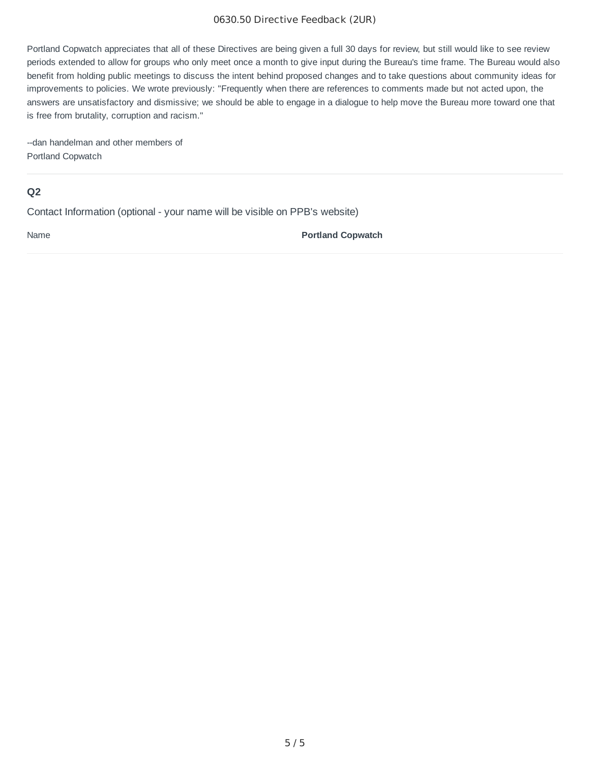Portland Copwatch appreciates that all of these Directives are being given a full 30 days for review, but still would like to see review periods extended to allow for groups who only meet once a month to give input during the Bureau's time frame. The Bureau would also benefit from holding public meetings to discuss the intent behind proposed changes and to take questions about community ideas for improvements to policies. We wrote previously: "Frequently when there are references to comments made but not acted upon, the answers are unsatisfactory and dismissive; we should be able to engage in a dialogue to help move the Bureau more toward one that is free from brutality, corruption and racism."

--dan handelman and other members of
Portland Copwatch

---

### Q2

Contact Information (optional - your name will be visible on PPB's website)

| | |
|---|---|
| Name | **Portland Copwatch** |